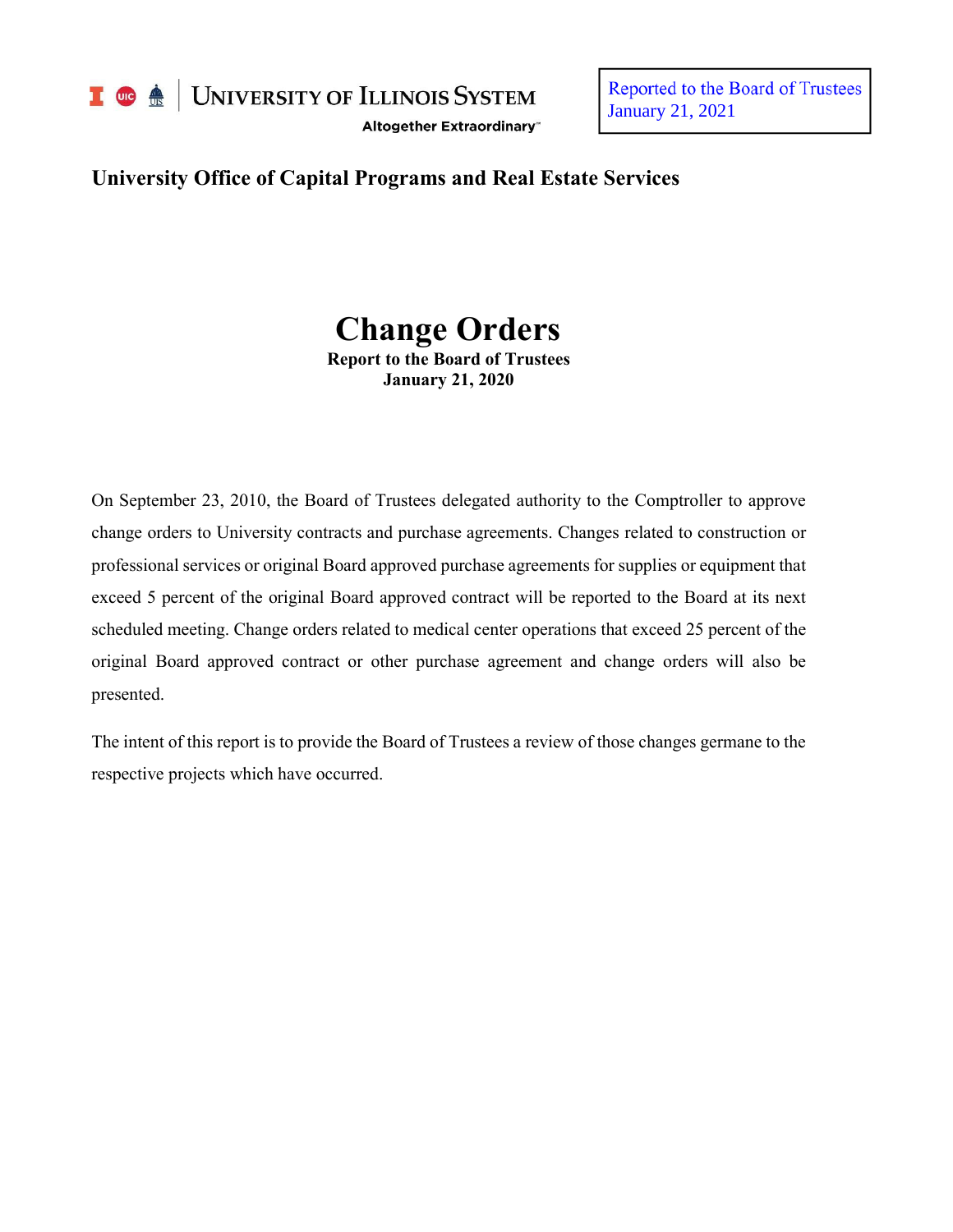University of Illinois System

Altogether Extraordinary™

Reported to the Board of Trustees
January 21, 2021

**University Office of Capital Programs and Real Estate Services**

# Change Orders

**Report to the Board of Trustees**
**January 21, 2020**

On September 23, 2010, the Board of Trustees delegated authority to the Comptroller to approve change orders to University contracts and purchase agreements. Changes related to construction or professional services or original Board approved purchase agreements for supplies or equipment that exceed 5 percent of the original Board approved contract will be reported to the Board at its next scheduled meeting. Change orders related to medical center operations that exceed 25 percent of the original Board approved contract or other purchase agreement and change orders will also be presented.

The intent of this report is to provide the Board of Trustees a review of those changes germane to the respective projects which have occurred.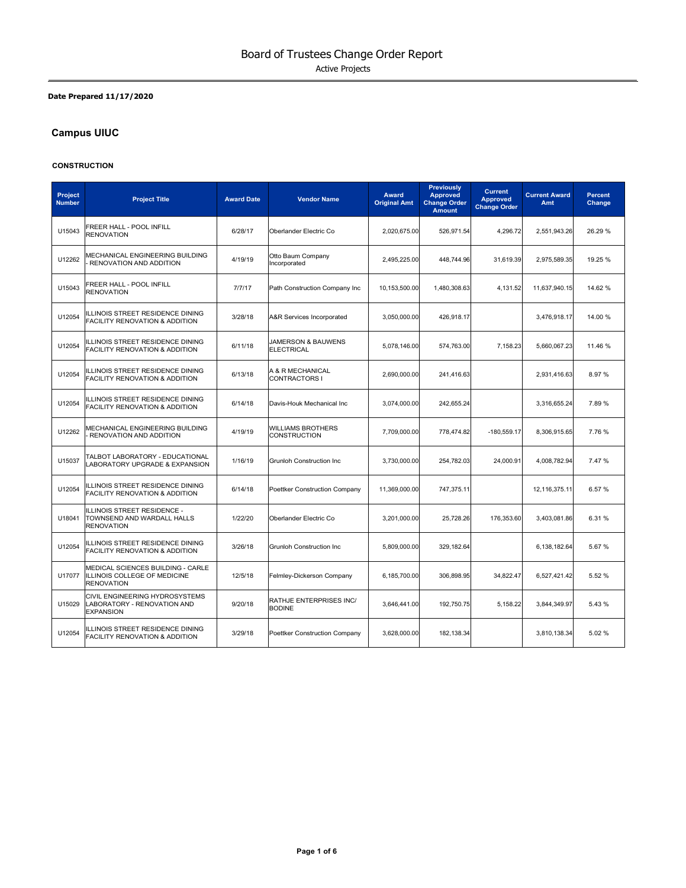# Board of Trustees Change Order Report

Active Projects

**Date Prepared 11/17/2020**

## Campus UIUC

### CONSTRUCTION

| Project Number | Project Title | Award Date | Vendor Name | Award Original Amt | Previously Approved Change Order Amount | Current Approved Change Order | Current Award Amt | Percent Change |
|---|---|---|---|---|---|---|---|---|
| U15043 | FREER HALL - POOL INFILL RENOVATION | 6/28/17 | Oberlander Electric Co | 2,020,675.00 | 526,971.54 | 4,296.72 | 2,551,943.26 | 26.29 % |
| U12262 | MECHANICAL ENGINEERING BUILDING - RENOVATION AND ADDITION | 4/19/19 | Otto Baum Company Incorporated | 2,495,225.00 | 448,744.96 | 31,619.39 | 2,975,589.35 | 19.25 % |
| U15043 | FREER HALL - POOL INFILL RENOVATION | 7/7/17 | Path Construction Company Inc | 10,153,500.00 | 1,480,308.63 | 4,131.52 | 11,637,940.15 | 14.62 % |
| U12054 | ILLINOIS STREET RESIDENCE DINING FACILITY RENOVATION & ADDITION | 3/28/18 | A&R Services Incorporated | 3,050,000.00 | 426,918.17 | | 3,476,918.17 | 14.00 % |
| U12054 | ILLINOIS STREET RESIDENCE DINING FACILITY RENOVATION & ADDITION | 6/11/18 | JAMERSON & BAUWENS ELECTRICAL | 5,078,146.00 | 574,763.00 | 7,158.23 | 5,660,067.23 | 11.46 % |
| U12054 | ILLINOIS STREET RESIDENCE DINING FACILITY RENOVATION & ADDITION | 6/13/18 | A & R MECHANICAL CONTRACTORS I | 2,690,000.00 | 241,416.63 | | 2,931,416.63 | 8.97 % |
| U12054 | ILLINOIS STREET RESIDENCE DINING FACILITY RENOVATION & ADDITION | 6/14/18 | Davis-Houk Mechanical Inc | 3,074,000.00 | 242,655.24 | | 3,316,655.24 | 7.89 % |
| U12262 | MECHANICAL ENGINEERING BUILDING - RENOVATION AND ADDITION | 4/19/19 | WILLIAMS BROTHERS CONSTRUCTION | 7,709,000.00 | 778,474.82 | -180,559.17 | 8,306,915.65 | 7.76 % |
| U15037 | TALBOT LABORATORY - EDUCATIONAL LABORATORY UPGRADE & EXPANSION | 1/16/19 | Grunloh Construction Inc | 3,730,000.00 | 254,782.03 | 24,000.91 | 4,008,782.94 | 7.47 % |
| U12054 | ILLINOIS STREET RESIDENCE DINING FACILITY RENOVATION & ADDITION | 6/14/18 | Poettker Construction Company | 11,369,000.00 | 747,375.11 | | 12,116,375.11 | 6.57 % |
| U18041 | ILLINOIS STREET RESIDENCE - TOWNSEND AND WARDALL HALLS RENOVATION | 1/22/20 | Oberlander Electric Co | 3,201,000.00 | 25,728.26 | 176,353.60 | 3,403,081.86 | 6.31 % |
| U12054 | ILLINOIS STREET RESIDENCE DINING FACILITY RENOVATION & ADDITION | 3/26/18 | Grunloh Construction Inc | 5,809,000.00 | 329,182.64 | | 6,138,182.64 | 5.67 % |
| U17077 | MEDICAL SCIENCES BUILDING - CARLE ILLINOIS COLLEGE OF MEDICINE RENOVATION | 12/5/18 | Felmley-Dickerson Company | 6,185,700.00 | 306,898.95 | 34,822.47 | 6,527,421.42 | 5.52 % |
| U15029 | CIVIL ENGINEERING HYDROSYSTEMS LABORATORY - RENOVATION AND EXPANSION | 9/20/18 | RATHJE ENTERPRISES INC/ BODINE | 3,646,441.00 | 192,750.75 | 5,158.22 | 3,844,349.97 | 5.43 % |
| U12054 | ILLINOIS STREET RESIDENCE DINING FACILITY RENOVATION & ADDITION | 3/29/18 | Poettker Construction Company | 3,628,000.00 | 182,138.34 | | 3,810,138.34 | 5.02 % |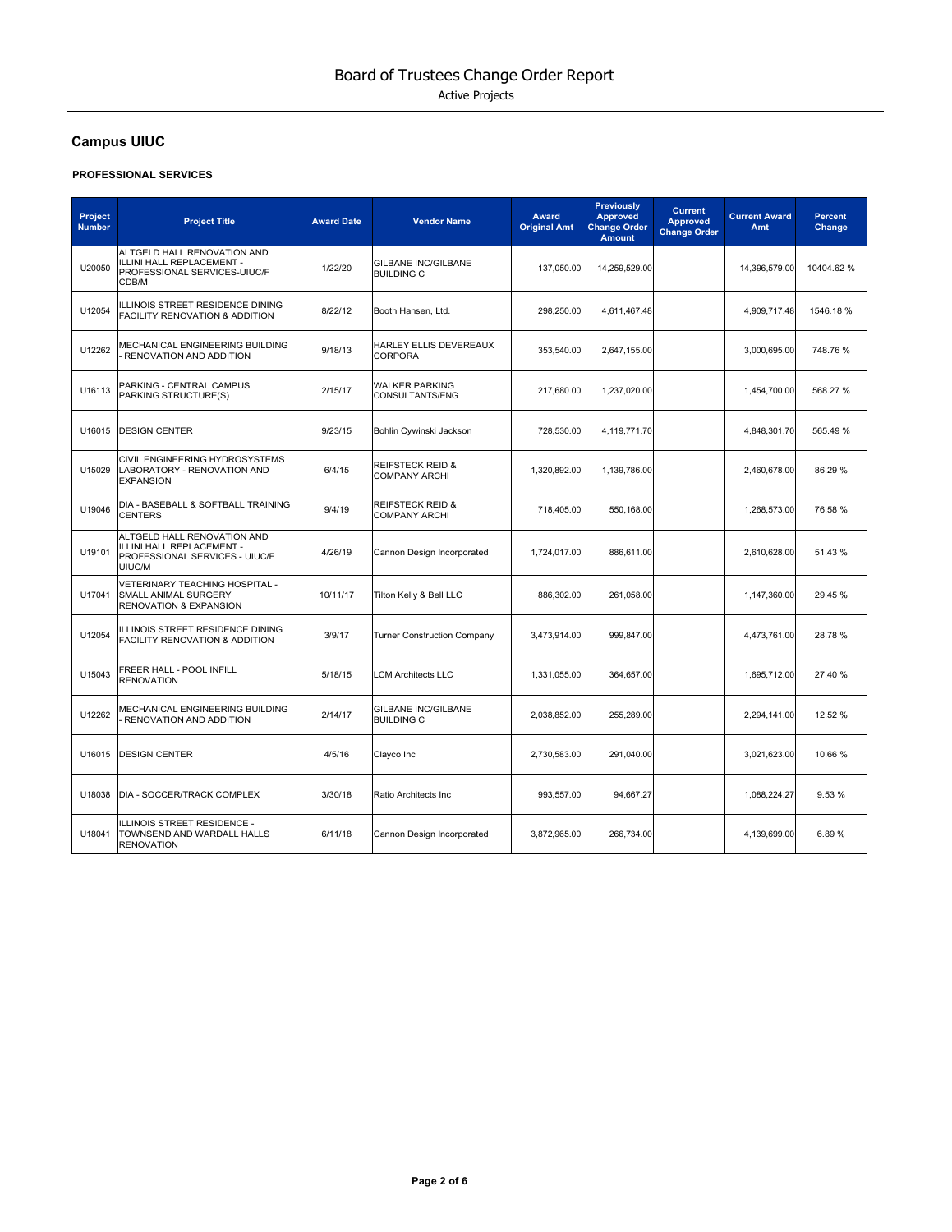# Board of Trustees Change Order Report

Active Projects

## Campus UIUC

### PROFESSIONAL SERVICES

| Project Number | Project Title | Award Date | Vendor Name | Award Original Amt | Previously Approved Change Order Amount | Current Approved Change Order | Current Award Amt | Percent Change |
|---|---|---|---|---|---|---|---|---|
| U20050 | ALTGELD HALL RENOVATION AND ILLINI HALL REPLACEMENT - PROFESSIONAL SERVICES-UIUC/F CDB/M | 1/22/20 | GILBANE INC/GILBANE BUILDING C | 137,050.00 | 14,259,529.00 | | 14,396,579.00 | 10404.62 % |
| U12054 | ILLINOIS STREET RESIDENCE DINING FACILITY RENOVATION & ADDITION | 8/22/12 | Booth Hansen, Ltd. | 298,250.00 | 4,611,467.48 | | 4,909,717.48 | 1546.18 % |
| U12262 | MECHANICAL ENGINEERING BUILDING - RENOVATION AND ADDITION | 9/18/13 | HARLEY ELLIS DEVEREAUX CORPORA | 353,540.00 | 2,647,155.00 | | 3,000,695.00 | 748.76 % |
| U16113 | PARKING - CENTRAL CAMPUS PARKING STRUCTURE(S) | 2/15/17 | WALKER PARKING CONSULTANTS/ENG | 217,680.00 | 1,237,020.00 | | 1,454,700.00 | 568.27 % |
| U16015 | DESIGN CENTER | 9/23/15 | Bohlin Cywinski Jackson | 728,530.00 | 4,119,771.70 | | 4,848,301.70 | 565.49 % |
| U15029 | CIVIL ENGINEERING HYDROSYSTEMS LABORATORY - RENOVATION AND EXPANSION | 6/4/15 | REIFSTECK REID & COMPANY ARCHI | 1,320,892.00 | 1,139,786.00 | | 2,460,678.00 | 86.29 % |
| U19046 | DIA - BASEBALL & SOFTBALL TRAINING CENTERS | 9/4/19 | REIFSTECK REID & COMPANY ARCHI | 718,405.00 | 550,168.00 | | 1,268,573.00 | 76.58 % |
| U19101 | ALTGELD HALL RENOVATION AND ILLINI HALL REPLACEMENT - PROFESSIONAL SERVICES - UIUC/F UIUC/M | 4/26/19 | Cannon Design Incorporated | 1,724,017.00 | 886,611.00 | | 2,610,628.00 | 51.43 % |
| U17041 | VETERINARY TEACHING HOSPITAL - SMALL ANIMAL SURGERY RENOVATION & EXPANSION | 10/11/17 | Tilton Kelly & Bell LLC | 886,302.00 | 261,058.00 | | 1,147,360.00 | 29.45 % |
| U12054 | ILLINOIS STREET RESIDENCE DINING FACILITY RENOVATION & ADDITION | 3/9/17 | Turner Construction Company | 3,473,914.00 | 999,847.00 | | 4,473,761.00 | 28.78 % |
| U15043 | FREER HALL - POOL INFILL RENOVATION | 5/18/15 | LCM Architects LLC | 1,331,055.00 | 364,657.00 | | 1,695,712.00 | 27.40 % |
| U12262 | MECHANICAL ENGINEERING BUILDING - RENOVATION AND ADDITION | 2/14/17 | GILBANE INC/GILBANE BUILDING C | 2,038,852.00 | 255,289.00 | | 2,294,141.00 | 12.52 % |
| U16015 | DESIGN CENTER | 4/5/16 | Clayco Inc | 2,730,583.00 | 291,040.00 | | 3,021,623.00 | 10.66 % |
| U18038 | DIA - SOCCER/TRACK COMPLEX | 3/30/18 | Ratio Architects Inc | 993,557.00 | 94,667.27 | | 1,088,224.27 | 9.53 % |
| U18041 | ILLINOIS STREET RESIDENCE - TOWNSEND AND WARDALL HALLS RENOVATION | 6/11/18 | Cannon Design Incorporated | 3,872,965.00 | 266,734.00 | | 4,139,699.00 | 6.89 % |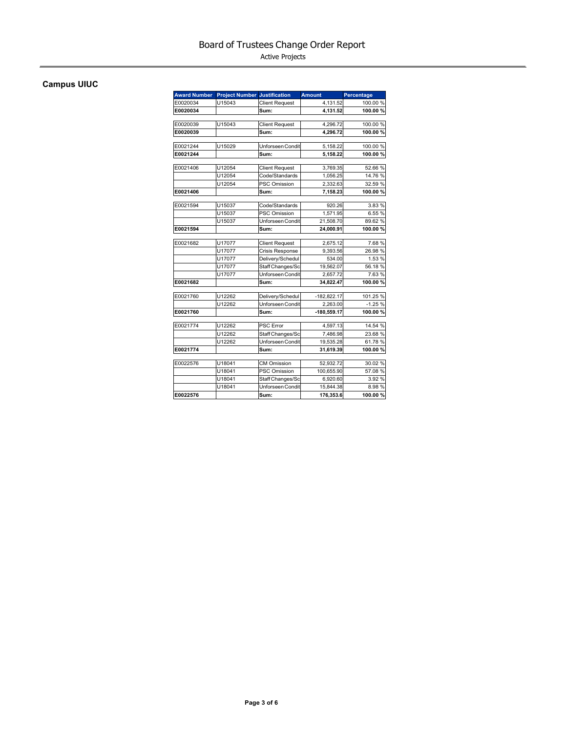# Board of Trustees Change Order Report

Active Projects

## Campus UIUC

| Award Number | Project Number | Justification | Amount | Percentage |
|---|---|---|---|---|
| E0020034 | U15043 | Client Request | 4,131.52 | 100.00 % |
| **E0020034** | | **Sum:** | **4,131.52** | **100.00 %** |
| E0020039 | U15043 | Client Request | 4,296.72 | 100.00 % |
| **E0020039** | | **Sum:** | **4,296.72** | **100.00 %** |
| E0021244 | U15029 | Unforseen Condit | 5,158.22 | 100.00 % |
| **E0021244** | | **Sum:** | **5,158.22** | **100.00 %** |
| E0021406 | U12054 | Client Request | 3,769.35 | 52.66 % |
| | U12054 | Code/Standards | 1,056.25 | 14.76 % |
| | U12054 | PSC Omission | 2,332.63 | 32.59 % |
| **E0021406** | | **Sum:** | **7,158.23** | **100.00 %** |
| E0021594 | U15037 | Code/Standards | 920.26 | 3.83 % |
| | U15037 | PSC Omission | 1,571.95 | 6.55 % |
| | U15037 | Unforseen Condit | 21,508.70 | 89.62 % |
| **E0021594** | | **Sum:** | **24,000.91** | **100.00 %** |
| E0021682 | U17077 | Client Request | 2,675.12 | 7.68 % |
| | U17077 | Crisis Response | 9,393.56 | 26.98 % |
| | U17077 | Delivery/Schedul | 534.00 | 1.53 % |
| | U17077 | Staff Changes/Sc | 19,562.07 | 56.18 % |
| | U17077 | Unforseen Condit | 2,657.72 | 7.63 % |
| **E0021682** | | **Sum:** | **34,822.47** | **100.00 %** |
| E0021760 | U12262 | Delivery/Schedul | -182,822.17 | 101.25 % |
| | U12262 | Unforseen Condit | 2,263.00 | -1.25 % |
| **E0021760** | | **Sum:** | **-180,559.17** | **100.00 %** |
| E0021774 | U12262 | PSC Error | 4,597.13 | 14.54 % |
| | U12262 | Staff Changes/Sc | 7,486.98 | 23.68 % |
| | U12262 | Unforseen Condit | 19,535.28 | 61.78 % |
| **E0021774** | | **Sum:** | **31,619.39** | **100.00 %** |
| E0022576 | U18041 | CM Omission | 52,932.72 | 30.02 % |
| | U18041 | PSC Omission | 100,655.90 | 57.08 % |
| | U18041 | Staff Changes/Sc | 6,920.60 | 3.92 % |
| | U18041 | Unforseen Condit | 15,844.38 | 8.98 % |
| **E0022576** | | **Sum:** | **176,353.6** | **100.00 %** |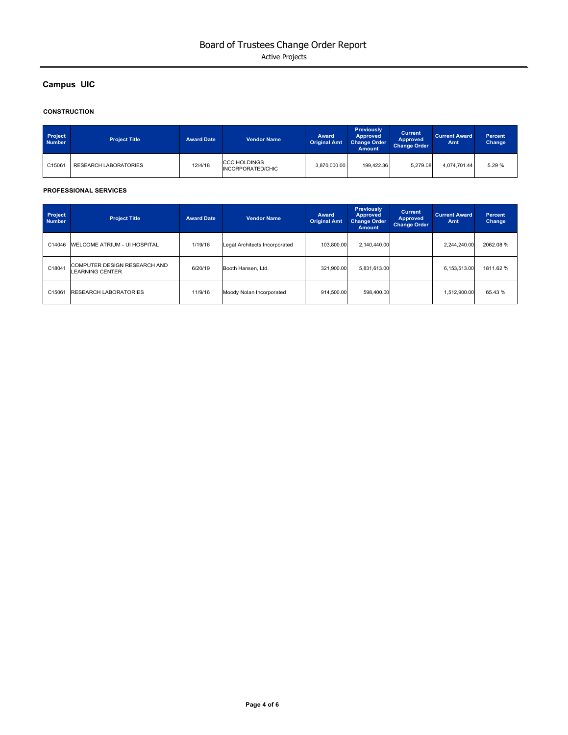# Board of Trustees Change Order Report

Active Projects

## Campus UIC

### CONSTRUCTION

| Project Number | Project Title | Award Date | Vendor Name | Award Original Amt | Previously Approved Change Order Amount | Current Approved Change Order | Current Award Amt | Percent Change |
|---|---|---|---|---|---|---|---|---|
| C15061 | RESEARCH LABORATORIES | 12/4/18 | CCC HOLDINGS INCORPORATED/CHIC | 3,870,000.00 | 199,422.36 | 5,279.08 | 4,074,701.44 | 5.29 % |

### PROFESSIONAL SERVICES

| Project Number | Project Title | Award Date | Vendor Name | Award Original Amt | Previously Approved Change Order Amount | Current Approved Change Order | Current Award Amt | Percent Change |
|---|---|---|---|---|---|---|---|---|
| C14046 | WELCOME ATRIUM - UI HOSPITAL | 1/19/16 | Legat Architects Incorporated | 103,800.00 | 2,140,440.00 | | 2,244,240.00 | 2062.08 % |
| C18041 | COMPUTER DESIGN RESEARCH AND LEARNING CENTER | 6/20/19 | Booth Hansen, Ltd. | 321,900.00 | 5,831,613.00 | | 6,153,513.00 | 1811.62 % |
| C15061 | RESEARCH LABORATORIES | 11/9/16 | Moody Nolan Incorporated | 914,500.00 | 598,400.00 | | 1,512,900.00 | 65.43 % |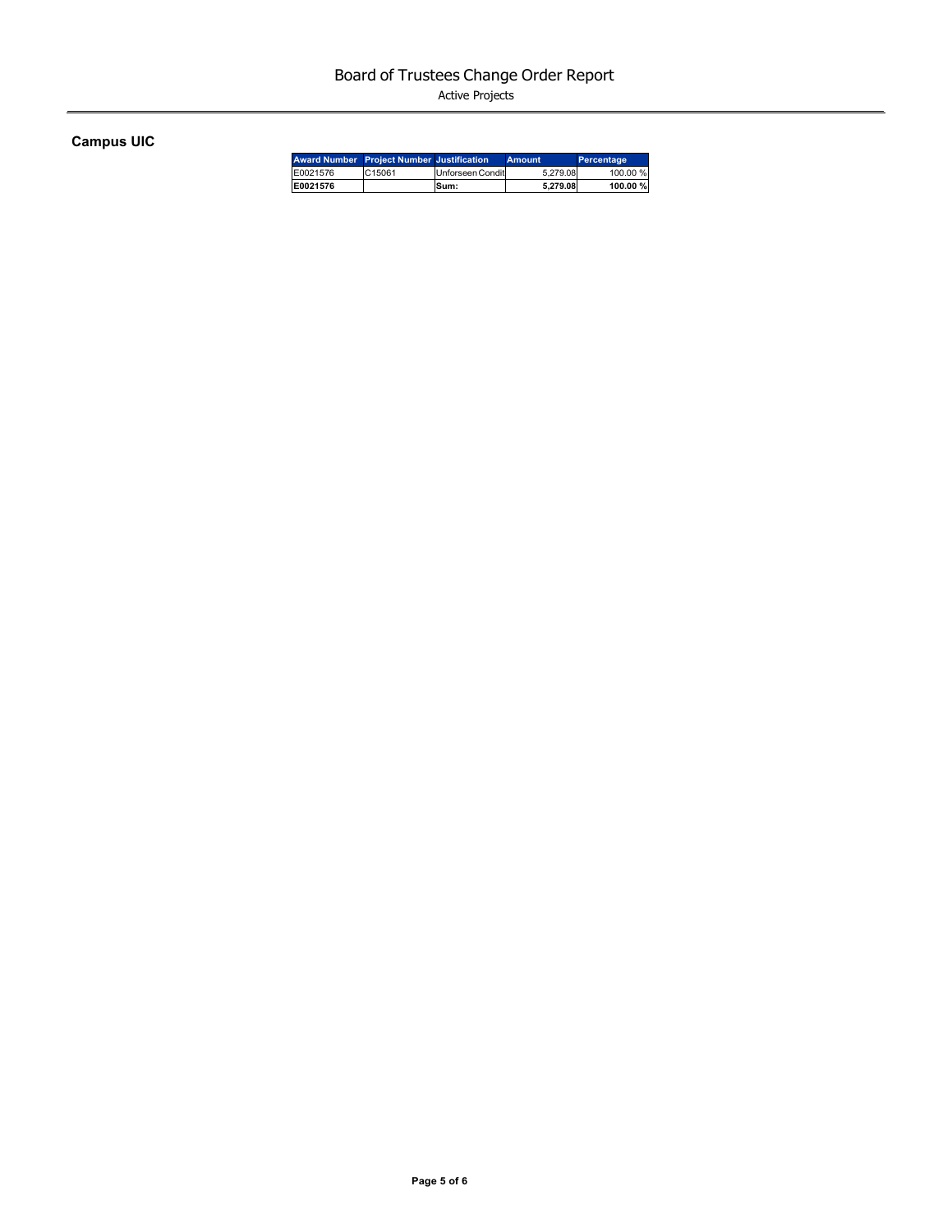# Board of Trustees Change Order Report

Active Projects

## Campus UIC

| Award Number | Project Number | Justification | Amount | Percentage |
|---|---|---|---|---|
| E0021576 | C15061 | Unforseen Condit | 5,279.08 | 100.00 % |
| **E0021576** | | **Sum:** | **5,279.08** | **100.00 %** |